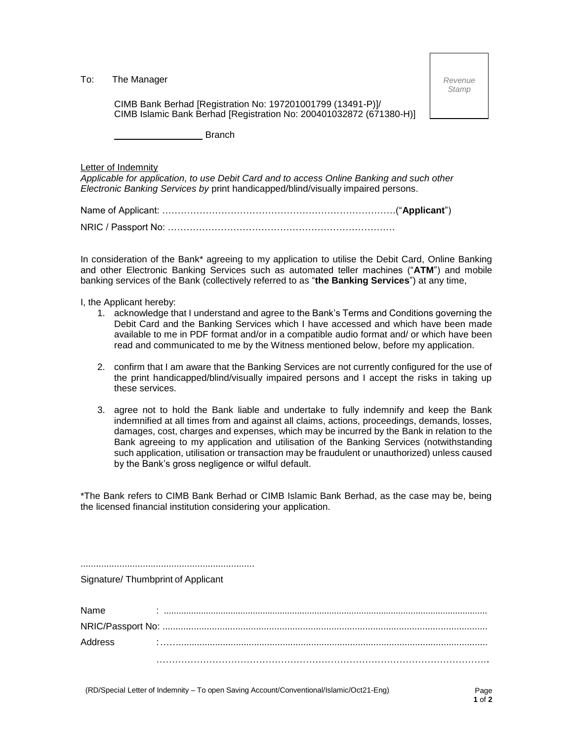To: The Manager

CIMB Bank Berhad [Registration No: 197201001799 (13491-P)]/
CIMB Islamic Bank Berhad [Registration No: 200401032872 (671380-H)]

*Revenue Stamp*

\_\_\_\_\_\_\_\_\_\_\_\_\_\_\_\_\_ Branch

Letter of Indemnity

*Applicable for application, to use Debit Card and to access Online Banking and such other Electronic Banking Services by* print handicapped/blind/visually impaired persons.

Name of Applicant: ……………………………………………………………….(“**Applicant**”)

NRIC / Passport No: ………………………………………………………………

In consideration of the Bank* agreeing to my application to utilise the Debit Card, Online Banking and other Electronic Banking Services such as automated teller machines (“**ATM**”) and mobile banking services of the Bank (collectively referred to as “**the Banking Services**”) at any time,

I, the Applicant hereby:

1. acknowledge that I understand and agree to the Bank’s Terms and Conditions governing the Debit Card and the Banking Services which I have accessed and which have been made available to me in PDF format and/or in a compatible audio format and/ or which have been read and communicated to me by the Witness mentioned below, before my application.

2. confirm that I am aware that the Banking Services are not currently configured for the use of the print handicapped/blind/visually impaired persons and I accept the risks in taking up these services.

3. agree not to hold the Bank liable and undertake to fully indemnify and keep the Bank indemnified at all times from and against all claims, actions, proceedings, demands, losses, damages, cost, charges and expenses, which may be incurred by the Bank in relation to the Bank agreeing to my application and utilisation of the Banking Services (notwithstanding such application, utilisation or transaction may be fraudulent or unauthorized) unless caused by the Bank’s gross negligence or wilful default.

*The Bank refers to CIMB Bank Berhad or CIMB Islamic Bank Berhad, as the case may be, being the licensed financial institution considering your application.

....................................................................

Signature/ Thumbprint of Applicant

Name : ..................................................................................................................................

NRIC/Passport No: ..............................................................................................................

Address :……......................................................................................................................

………………………………………………………………………………………………….

(RD/Special Letter of Indemnity – To open Saving Account/Conventional/Islamic/Oct21-Eng)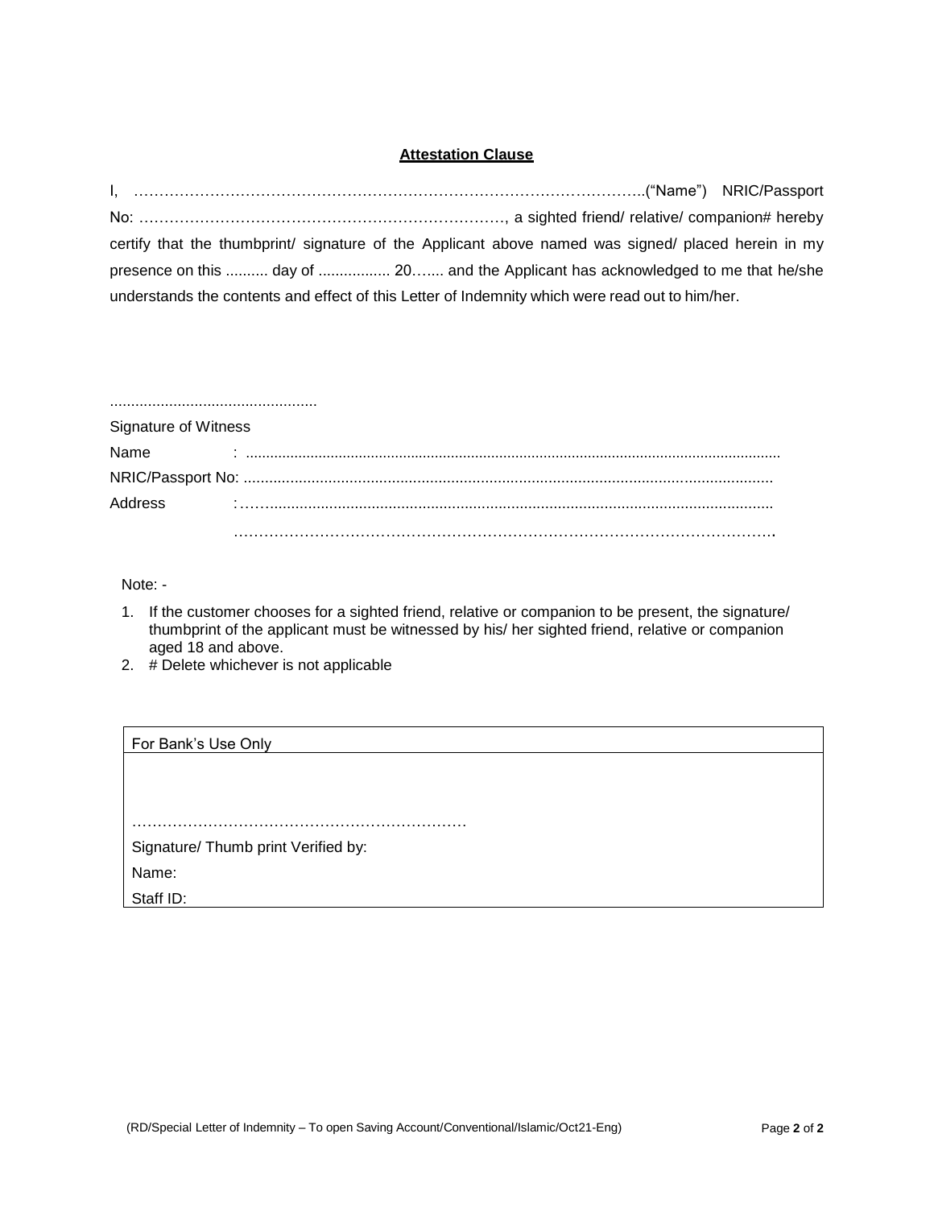**Attestation Clause**

I, …………………………………………………………………………………………..("Name") NRIC/Passport No: ………………………………………………………………, a sighted friend/ relative/ companion# hereby certify that the thumbprint/ signature of the Applicant above named was signed/ placed herein in my presence on this .......... day of ................ 20…..... and the Applicant has acknowledged to me that he/she understands the contents and effect of this Letter of Indemnity which were read out to him/her.

.................................................

Signature of Witness

Name : ..................................................................................................................................

NRIC/Passport No: ..........................................................................................................

Address :……......................................................................................................................

…………………………………………………………………………………………….

Note: -

1. If the customer chooses for a sighted friend, relative or companion to be present, the signature/ thumbprint of the applicant must be witnessed by his/ her sighted friend, relative or companion aged 18 and above.
2. # Delete whichever is not applicable

| For Bank's Use Only |
|---|
| ………………………………………………………… |
| Signature/ Thumb print Verified by: |
| Name: |
| Staff ID: |

(RD/Special Letter of Indemnity – To open Saving Account/Conventional/Islamic/Oct21-Eng)